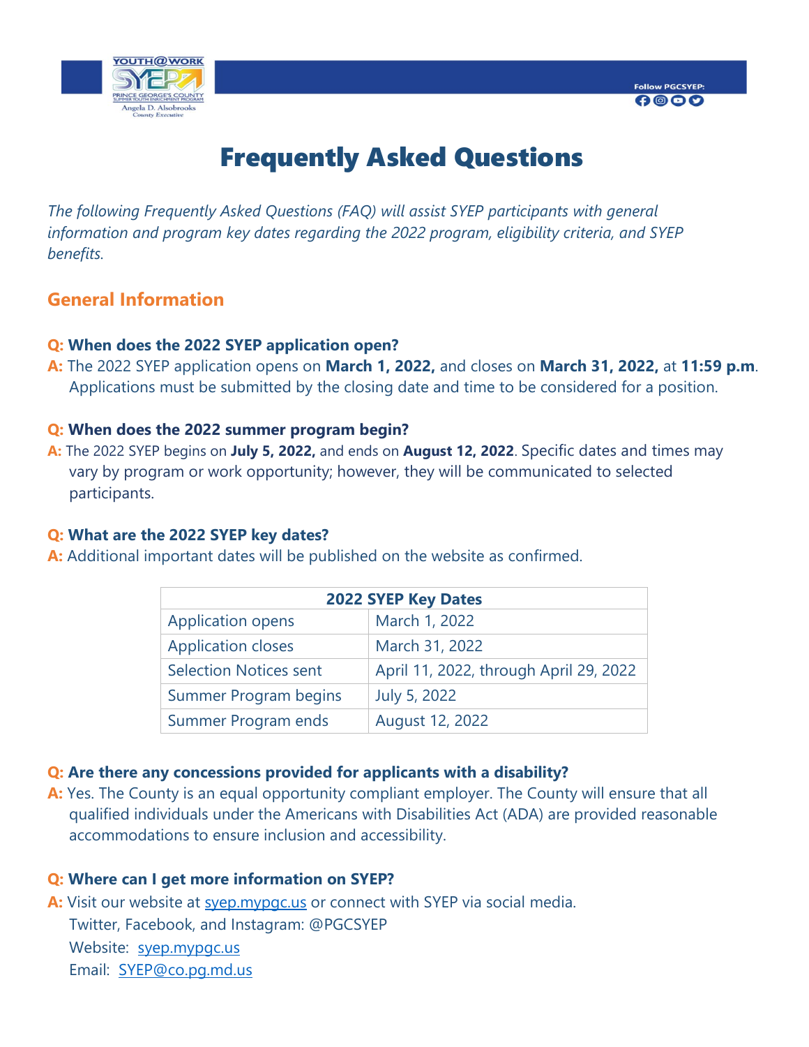# Frequently Asked Questions

*The following Frequently Asked Questions (FAQ) will assist SYEP participants with general information and program key dates regarding the 2022 program, eligibility criteria, and SYEP benefits.*

## General Information

**Q: When does the 2022 SYEP application open?**

**A:** The 2022 SYEP application opens on **March 1, 2022,** and closes on **March 31, 2022,** at **11:59 p.m**. Applications must be submitted by the closing date and time to be considered for a position.

**Q: When does the 2022 summer program begin?**

**A:** The 2022 SYEP begins on **July 5, 2022,** and ends on **August 12, 2022**. Specific dates and times may vary by program or work opportunity; however, they will be communicated to selected participants.

**Q: What are the 2022 SYEP key dates?**

**A:** Additional important dates will be published on the website as confirmed.

| 2022 SYEP Key Dates | |
|---|---|
| Application opens | March 1, 2022 |
| Application closes | March 31, 2022 |
| Selection Notices sent | April 11, 2022, through April 29, 2022 |
| Summer Program begins | July 5, 2022 |
| Summer Program ends | August 12, 2022 |

**Q: Are there any concessions provided for applicants with a disability?**

**A:** Yes. The County is an equal opportunity compliant employer. The County will ensure that all qualified individuals under the Americans with Disabilities Act (ADA) are provided reasonable accommodations to ensure inclusion and accessibility.

**Q: Where can I get more information on SYEP?**

**A:** Visit our website at syep.mypgc.us or connect with SYEP via social media.

Twitter, Facebook, and Instagram: @PGCSYEP

Website: syep.mypgc.us

Email: SYEP@co.pg.md.us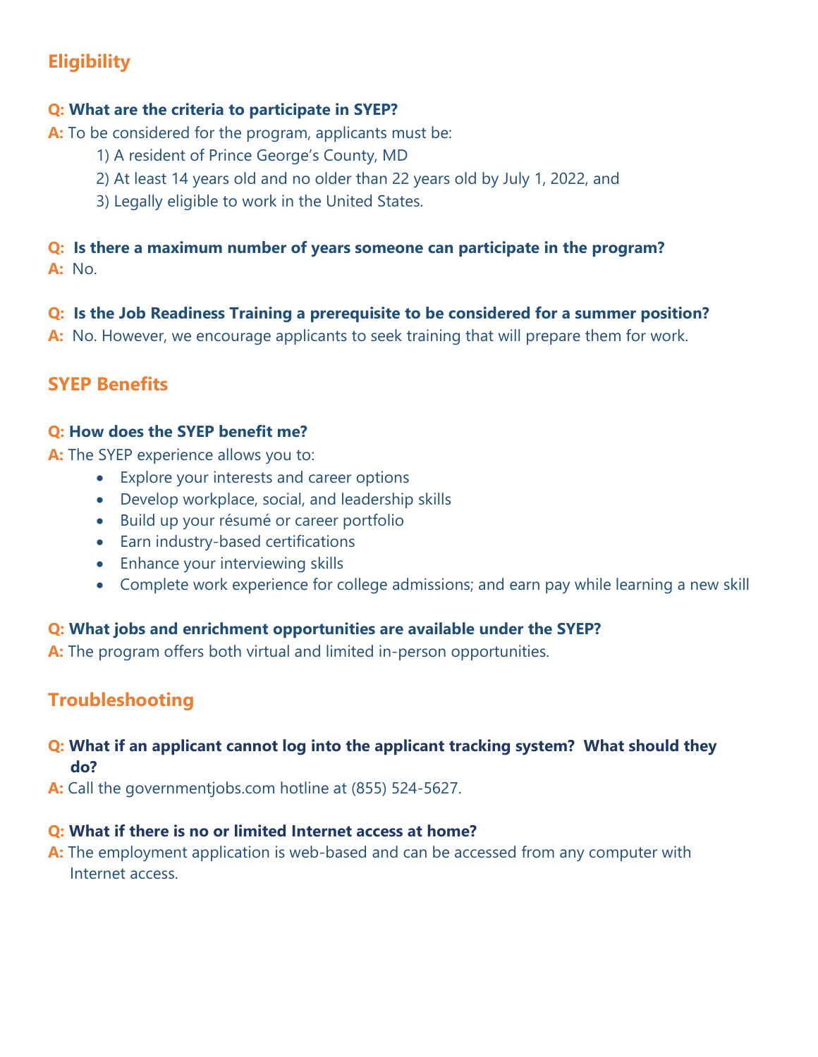## Eligibility

**Q: What are the criteria to participate in SYEP?**

**A:** To be considered for the program, applicants must be:

1) A resident of Prince George's County, MD
2) At least 14 years old and no older than 22 years old by July 1, 2022, and
3) Legally eligible to work in the United States.

**Q: Is there a maximum number of years someone can participate in the program?**

**A:** No.

**Q: Is the Job Readiness Training a prerequisite to be considered for a summer position?**

**A:** No. However, we encourage applicants to seek training that will prepare them for work.

## SYEP Benefits

**Q: How does the SYEP benefit me?**

**A:** The SYEP experience allows you to:

- Explore your interests and career options
- Develop workplace, social, and leadership skills
- Build up your résumé or career portfolio
- Earn industry-based certifications
- Enhance your interviewing skills
- Complete work experience for college admissions; and earn pay while learning a new skill

**Q: What jobs and enrichment opportunities are available under the SYEP?**

**A:** The program offers both virtual and limited in-person opportunities.

## Troubleshooting

**Q: What if an applicant cannot log into the applicant tracking system? What should they do?**

**A:** Call the governmentjobs.com hotline at (855) 524-5627.

**Q: What if there is no or limited Internet access at home?**

**A:** The employment application is web-based and can be accessed from any computer with Internet access.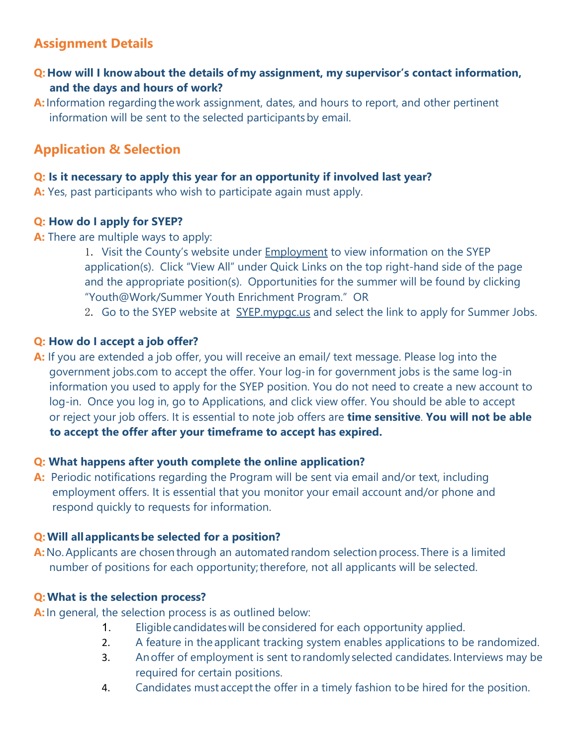## Assignment Details

**Q: How will I know about the details of my assignment, my supervisor's contact information, and the days and hours of work?**

**A:** Information regarding the work assignment, dates, and hours to report, and other pertinent information will be sent to the selected participants by email.

## Application & Selection

**Q: Is it necessary to apply this year for an opportunity if involved last year?**

**A:** Yes, past participants who wish to participate again must apply.

**Q: How do I apply for SYEP?**

**A:** There are multiple ways to apply:

1. Visit the County's website under Employment to view information on the SYEP application(s). Click "View All" under Quick Links on the top right-hand side of the page and the appropriate position(s). Opportunities for the summer will be found by clicking "Youth@Work/Summer Youth Enrichment Program." OR
2. Go to the SYEP website at SYEP.mypgc.us and select the link to apply for Summer Jobs.

**Q: How do I accept a job offer?**

**A:** If you are extended a job offer, you will receive an email/ text message. Please log into the government jobs.com to accept the offer. Your log-in for government jobs is the same log-in information you used to apply for the SYEP position. You do not need to create a new account to log-in. Once you log in, go to Applications, and click view offer. You should be able to accept or reject your job offers. It is essential to note job offers are **time sensitive**. **You will not be able to accept the offer after your timeframe to accept has expired.**

**Q: What happens after youth complete the online application?**

**A:** Periodic notifications regarding the Program will be sent via email and/or text, including employment offers. It is essential that you monitor your email account and/or phone and respond quickly to requests for information.

**Q: Will all applicants be selected for a position?**

**A:** No. Applicants are chosen through an automated random selection process. There is a limited number of positions for each opportunity; therefore, not all applicants will be selected.

**Q: What is the selection process?**

**A:** In general, the selection process is as outlined below:

1. Eligible candidates will be considered for each opportunity applied.
2. A feature in the applicant tracking system enables applications to be randomized.
3. An offer of employment is sent to randomly selected candidates. Interviews may be required for certain positions.
4. Candidates must accept the offer in a timely fashion to be hired for the position.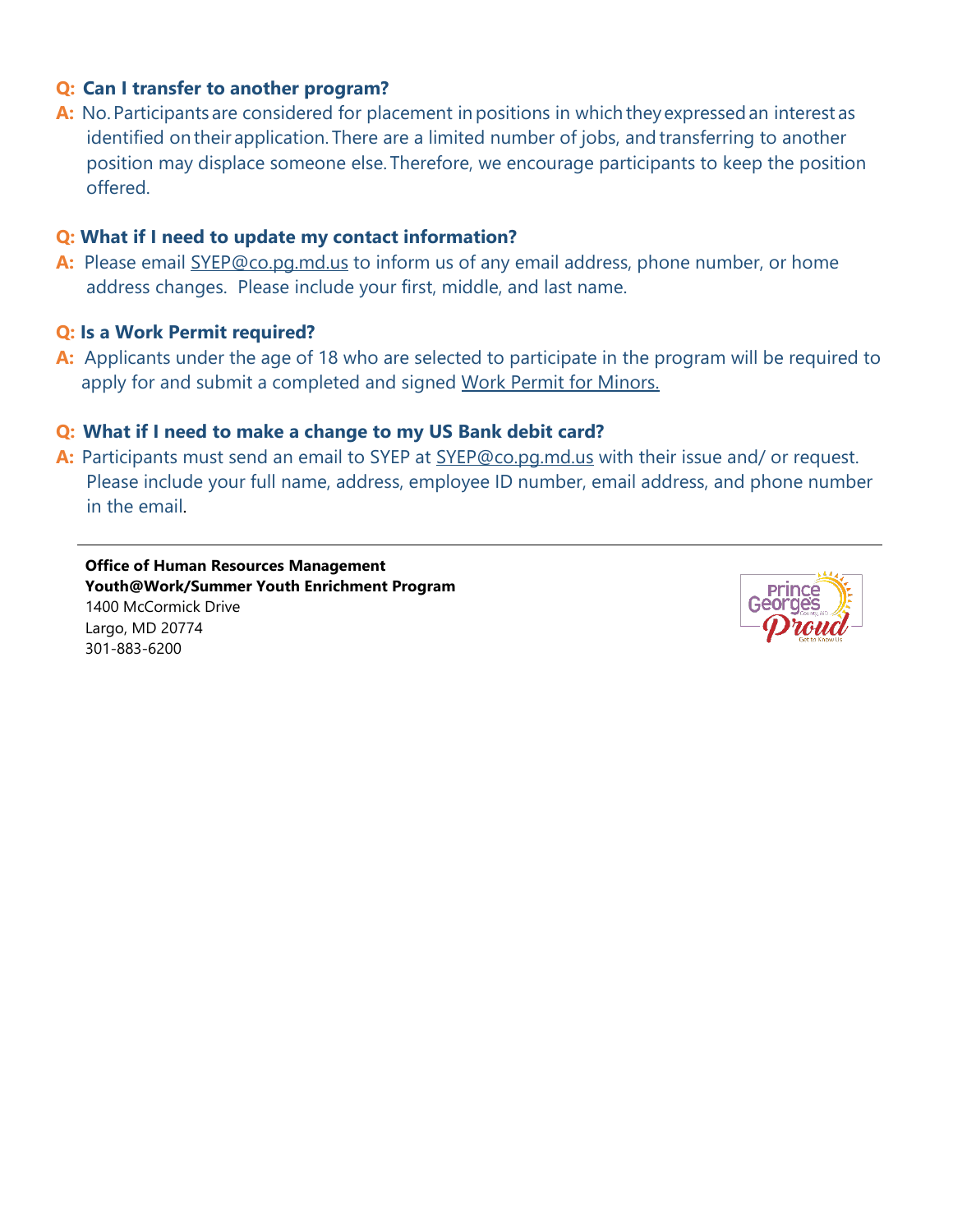**Q: Can I transfer to another program?**

**A:** No. Participants are considered for placement in positions in which they expressed an interest as identified on their application. There are a limited number of jobs, and transferring to another position may displace someone else. Therefore, we encourage participants to keep the position offered.

**Q: What if I need to update my contact information?**

**A:** Please email SYEP@co.pg.md.us to inform us of any email address, phone number, or home address changes. Please include your first, middle, and last name.

**Q: Is a Work Permit required?**

**A:** Applicants under the age of 18 who are selected to participate in the program will be required to apply for and submit a completed and signed Work Permit for Minors.

**Q: What if I need to make a change to my US Bank debit card?**

**A:** Participants must send an email to SYEP at SYEP@co.pg.md.us with their issue and/ or request. Please include your full name, address, employee ID number, email address, and phone number in the email.

---

**Office of Human Resources Management**
**Youth@Work/Summer Youth Enrichment Program**
1400 McCormick Drive
Largo, MD 20774
301-883-6200